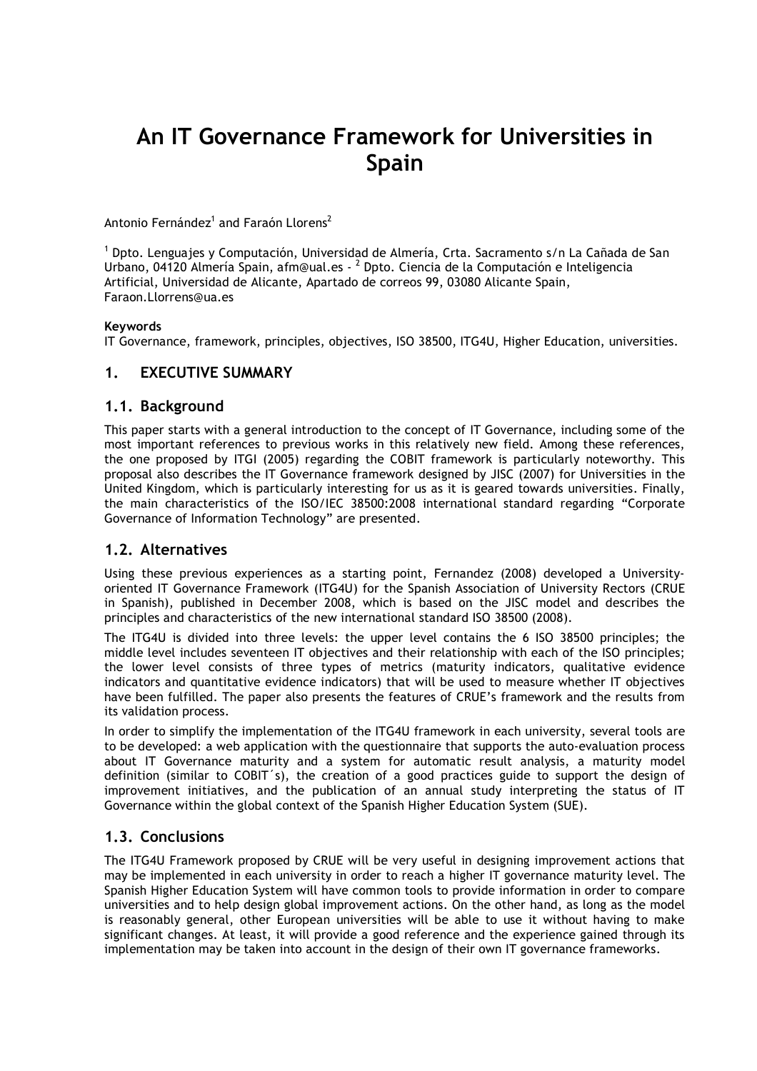# An IT Governance Framework for Universities in Spain

Antonio Fernández[1] and Faraón Llorens[2]

[1] Dpto. Lenguajes y Computación, Universidad de Almería, Crta. Sacramento s/n La Cañada de San Urbano, 04120 Almería Spain, afm@ual.es - [2] Dpto. Ciencia de la Computación e Inteligencia Artificial, Universidad de Alicante, Apartado de correos 99, 03080 Alicante Spain, Faraon.Llorrens@ua.es

**Keywords**

IT Governance, framework, principles, objectives, ISO 38500, ITG4U, Higher Education, universities.

## 1. EXECUTIVE SUMMARY

### 1.1. Background

This paper starts with a general introduction to the concept of IT Governance, including some of the most important references to previous works in this relatively new field. Among these references, the one proposed by ITGI (2005) regarding the COBIT framework is particularly noteworthy. This proposal also describes the IT Governance framework designed by JISC (2007) for Universities in the United Kingdom, which is particularly interesting for us as it is geared towards universities. Finally, the main characteristics of the ISO/IEC 38500:2008 international standard regarding "Corporate Governance of Information Technology" are presented.

### 1.2. Alternatives

Using these previous experiences as a starting point, Fernandez (2008) developed a University-oriented IT Governance Framework (ITG4U) for the Spanish Association of University Rectors (CRUE in Spanish), published in December 2008, which is based on the JISC model and describes the principles and characteristics of the new international standard ISO 38500 (2008).

The ITG4U is divided into three levels: the upper level contains the 6 ISO 38500 principles; the middle level includes seventeen IT objectives and their relationship with each of the ISO principles; the lower level consists of three types of metrics (maturity indicators, qualitative evidence indicators and quantitative evidence indicators) that will be used to measure whether IT objectives have been fulfilled. The paper also presents the features of CRUE's framework and the results from its validation process.

In order to simplify the implementation of the ITG4U framework in each university, several tools are to be developed: a web application with the questionnaire that supports the auto-evaluation process about IT Governance maturity and a system for automatic result analysis, a maturity model definition (similar to COBIT´s), the creation of a good practices guide to support the design of improvement initiatives, and the publication of an annual study interpreting the status of IT Governance within the global context of the Spanish Higher Education System (SUE).

### 1.3. Conclusions

The ITG4U Framework proposed by CRUE will be very useful in designing improvement actions that may be implemented in each university in order to reach a higher IT governance maturity level. The Spanish Higher Education System will have common tools to provide information in order to compare universities and to help design global improvement actions. On the other hand, as long as the model is reasonably general, other European universities will be able to use it without having to make significant changes. At least, it will provide a good reference and the experience gained through its implementation may be taken into account in the design of their own IT governance frameworks.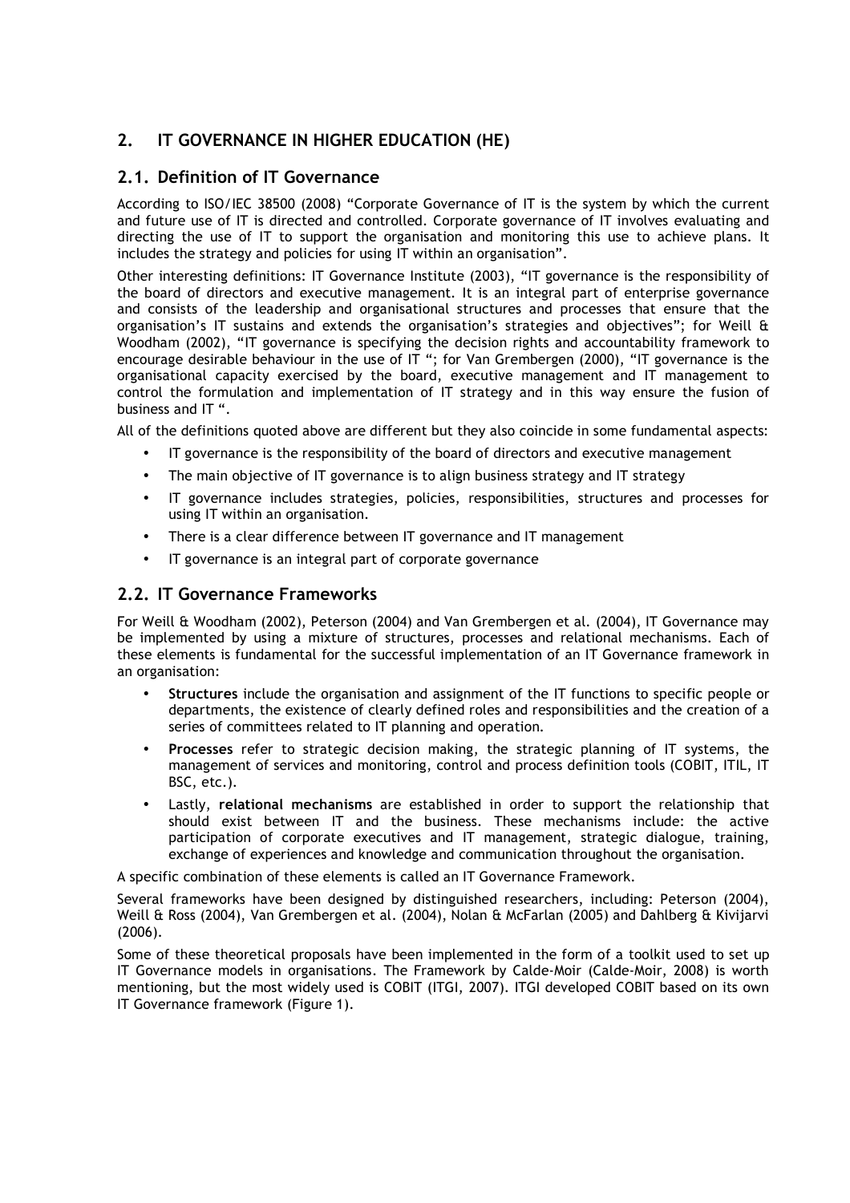## 2. IT GOVERNANCE IN HIGHER EDUCATION (HE)

### 2.1. Definition of IT Governance

According to ISO/IEC 38500 (2008) "Corporate Governance of IT is the system by which the current and future use of IT is directed and controlled. Corporate governance of IT involves evaluating and directing the use of IT to support the organisation and monitoring this use to achieve plans. It includes the strategy and policies for using IT within an organisation".

Other interesting definitions: IT Governance Institute (2003), "IT governance is the responsibility of the board of directors and executive management. It is an integral part of enterprise governance and consists of the leadership and organisational structures and processes that ensure that the organisation's IT sustains and extends the organisation's strategies and objectives"; for Weill & Woodham (2002), "IT governance is specifying the decision rights and accountability framework to encourage desirable behaviour in the use of IT "; for Van Grembergen (2000), "IT governance is the organisational capacity exercised by the board, executive management and IT management to control the formulation and implementation of IT strategy and in this way ensure the fusion of business and IT ".

All of the definitions quoted above are different but they also coincide in some fundamental aspects:

- IT governance is the responsibility of the board of directors and executive management
- The main objective of IT governance is to align business strategy and IT strategy
- IT governance includes strategies, policies, responsibilities, structures and processes for using IT within an organisation.
- There is a clear difference between IT governance and IT management
- IT governance is an integral part of corporate governance

### 2.2. IT Governance Frameworks

For Weill & Woodham (2002), Peterson (2004) and Van Grembergen et al. (2004), IT Governance may be implemented by using a mixture of structures, processes and relational mechanisms. Each of these elements is fundamental for the successful implementation of an IT Governance framework in an organisation:

- **Structures** include the organisation and assignment of the IT functions to specific people or departments, the existence of clearly defined roles and responsibilities and the creation of a series of committees related to IT planning and operation.
- **Processes** refer to strategic decision making, the strategic planning of IT systems, the management of services and monitoring, control and process definition tools (COBIT, ITIL, IT BSC, etc.).
- Lastly, **relational mechanisms** are established in order to support the relationship that should exist between IT and the business. These mechanisms include: the active participation of corporate executives and IT management, strategic dialogue, training, exchange of experiences and knowledge and communication throughout the organisation.

A specific combination of these elements is called an IT Governance Framework.

Several frameworks have been designed by distinguished researchers, including: Peterson (2004), Weill & Ross (2004), Van Grembergen et al. (2004), Nolan & McFarlan (2005) and Dahlberg & Kivijarvi (2006).

Some of these theoretical proposals have been implemented in the form of a toolkit used to set up IT Governance models in organisations. The Framework by Calde-Moir (Calde-Moir, 2008) is worth mentioning, but the most widely used is COBIT (ITGI, 2007). ITGI developed COBIT based on its own IT Governance framework (Figure 1).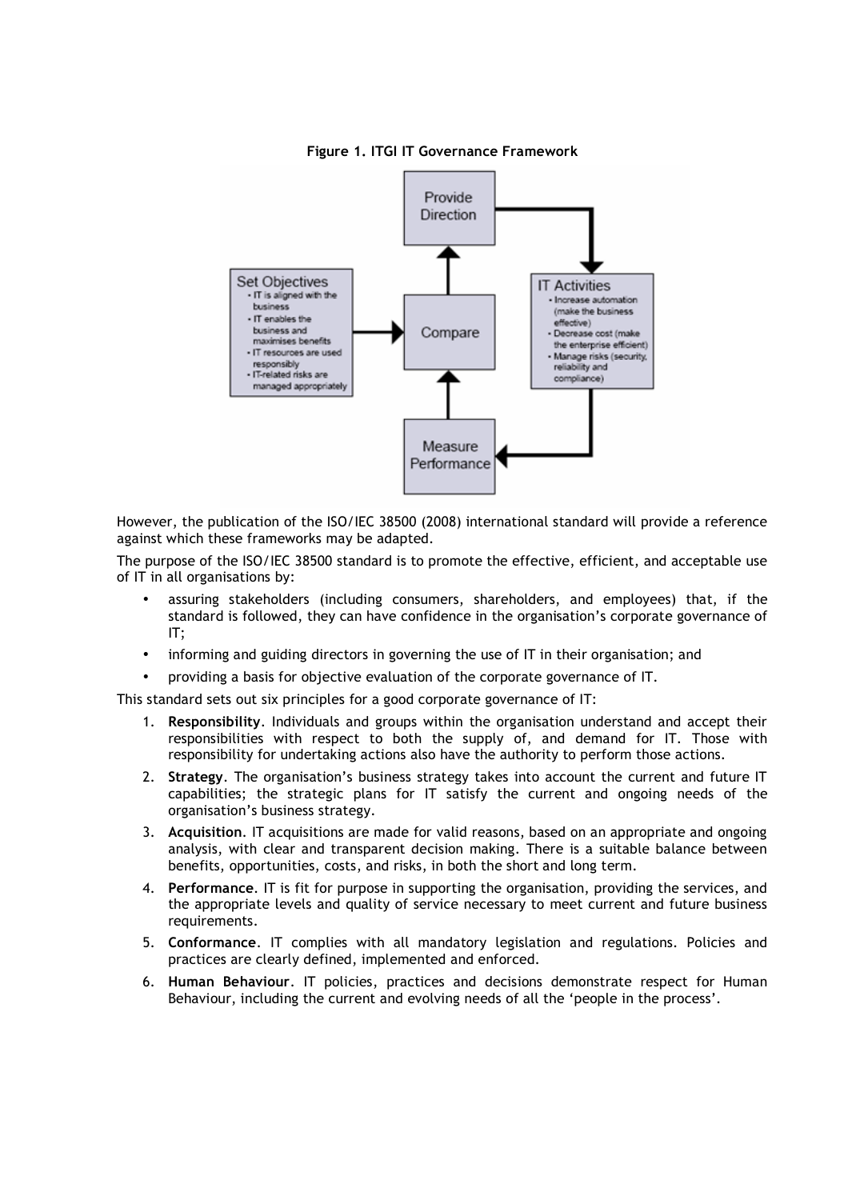**Figure 1. ITGI IT Governance Framework**

Provide Direction

Set Objectives
- IT is aligned with the business
- IT enables the business and maximises benefits
- IT resources are used responsibly
- IT-related risks are managed appropriately

Compare

IT Activities
- Increase automation (make the business effective)
- Decrease cost (make the enterprise efficient)
- Manage risks (security, reliability and compliance)

Measure Performance

However, the publication of the ISO/IEC 38500 (2008) international standard will provide a reference against which these frameworks may be adapted.

The purpose of the ISO/IEC 38500 standard is to promote the effective, efficient, and acceptable use of IT in all organisations by:

- assuring stakeholders (including consumers, shareholders, and employees) that, if the standard is followed, they can have confidence in the organisation's corporate governance of IT;
- informing and guiding directors in governing the use of IT in their organisation; and
- providing a basis for objective evaluation of the corporate governance of IT.

This standard sets out six principles for a good corporate governance of IT:

1. **Responsibility**. Individuals and groups within the organisation understand and accept their responsibilities with respect to both the supply of, and demand for IT. Those with responsibility for undertaking actions also have the authority to perform those actions.
2. **Strategy**. The organisation's business strategy takes into account the current and future IT capabilities; the strategic plans for IT satisfy the current and ongoing needs of the organisation's business strategy.
3. **Acquisition**. IT acquisitions are made for valid reasons, based on an appropriate and ongoing analysis, with clear and transparent decision making. There is a suitable balance between benefits, opportunities, costs, and risks, in both the short and long term.
4. **Performance**. IT is fit for purpose in supporting the organisation, providing the services, and the appropriate levels and quality of service necessary to meet current and future business requirements.
5. **Conformance**. IT complies with all mandatory legislation and regulations. Policies and practices are clearly defined, implemented and enforced.
6. **Human Behaviour**. IT policies, practices and decisions demonstrate respect for Human Behaviour, including the current and evolving needs of all the 'people in the process'.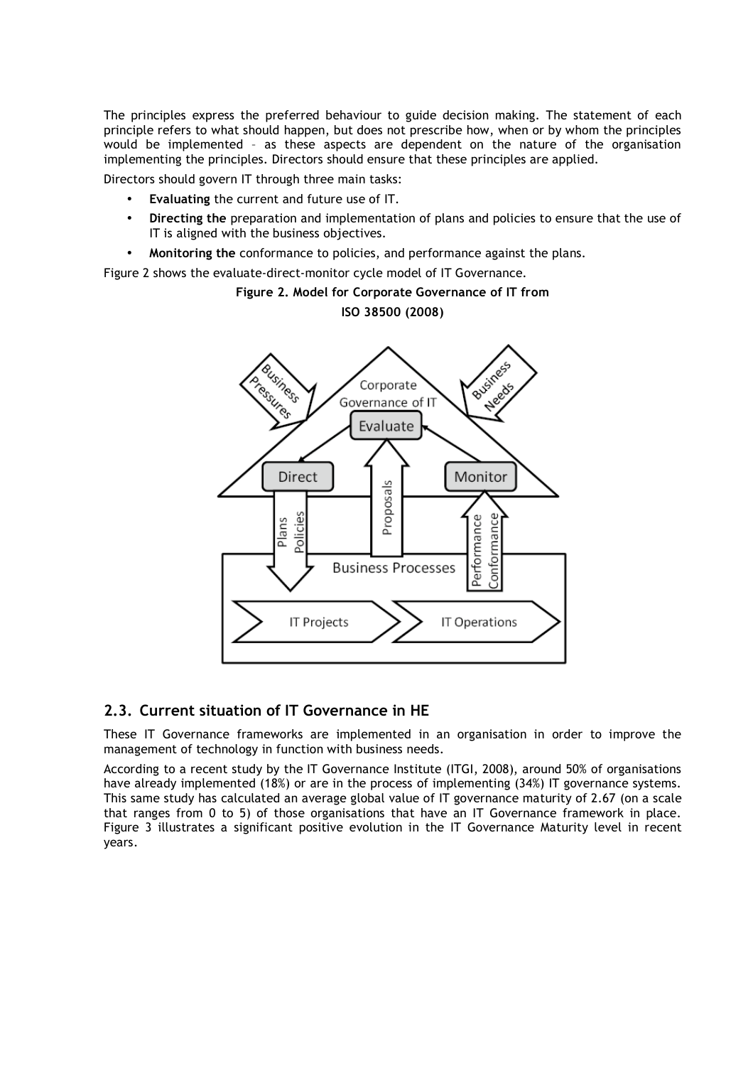The principles express the preferred behaviour to guide decision making. The statement of each principle refers to what should happen, but does not prescribe how, when or by whom the principles would be implemented – as these aspects are dependent on the nature of the organisation implementing the principles. Directors should ensure that these principles are applied.

Directors should govern IT through three main tasks:

- **Evaluating** the current and future use of IT.
- **Directing the** preparation and implementation of plans and policies to ensure that the use of IT is aligned with the business objectives.
- **Monitoring the** conformance to policies, and performance against the plans.

Figure 2 shows the evaluate-direct-monitor cycle model of IT Governance.

**Figure 2. Model for Corporate Governance of IT from ISO 38500 (2008)**

## 2.3. Current situation of IT Governance in HE

These IT Governance frameworks are implemented in an organisation in order to improve the management of technology in function with business needs.

According to a recent study by the IT Governance Institute (ITGI, 2008), around 50% of organisations have already implemented (18%) or are in the process of implementing (34%) IT governance systems. This same study has calculated an average global value of IT governance maturity of 2.67 (on a scale that ranges from 0 to 5) of those organisations that have an IT Governance framework in place. Figure 3 illustrates a significant positive evolution in the IT Governance Maturity level in recent years.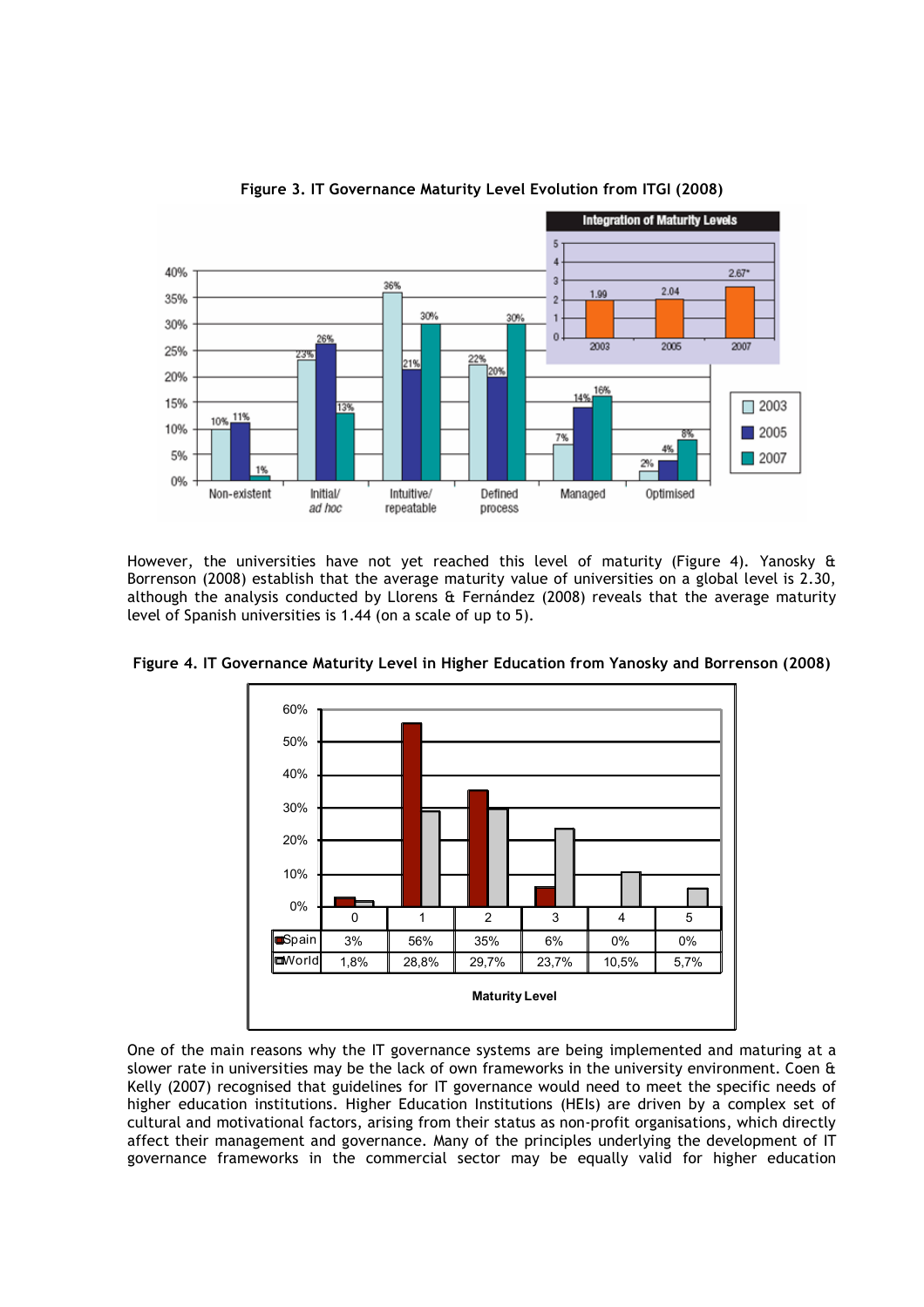**Figure 3. IT Governance Maturity Level Evolution from ITGI (2008)**

Integration of Maturity Levels

5
4
3
2
1
0

1.99
2.04
2.67*

2003
2005
2007

40%
35%
30%
25%
20%
15%
10%
5%
0%

10% 11% 1%
23% 26% 13%
36% 21% 30%
22% 20% 30%
7% 14% 16%
2% 4% 8%

Non-existent
Initial/ *ad hoc*
Intuitive/ repeatable
Defined process
Managed
Optimised

2003
2005
2007

However, the universities have not yet reached this level of maturity (Figure 4). Yanosky & Borrenson (2008) establish that the average maturity value of universities on a global level is 2.30, although the analysis conducted by Llorens & Fernández (2008) reveals that the average maturity level of Spanish universities is 1.44 (on a scale of up to 5).

**Figure 4. IT Governance Maturity Level in Higher Education from Yanosky and Borrenson (2008)**

60%
50%
40%
30%
20%
10%
0%

| | 0 | 1 | 2 | 3 | 4 | 5 |
|---|---|---|---|---|---|---|
| Spain | 3% | 56% | 35% | 6% | 0% | 0% |
| World | 1,8% | 28,8% | 29,7% | 23,7% | 10,5% | 5,7% |

Maturity Level

One of the main reasons why the IT governance systems are being implemented and maturing at a slower rate in universities may be the lack of own frameworks in the university environment. Coen & Kelly (2007) recognised that guidelines for IT governance would need to meet the specific needs of higher education institutions. Higher Education Institutions (HEIs) are driven by a complex set of cultural and motivational factors, arising from their status as non-profit organisations, which directly affect their management and governance. Many of the principles underlying the development of IT governance frameworks in the commercial sector may be equally valid for higher education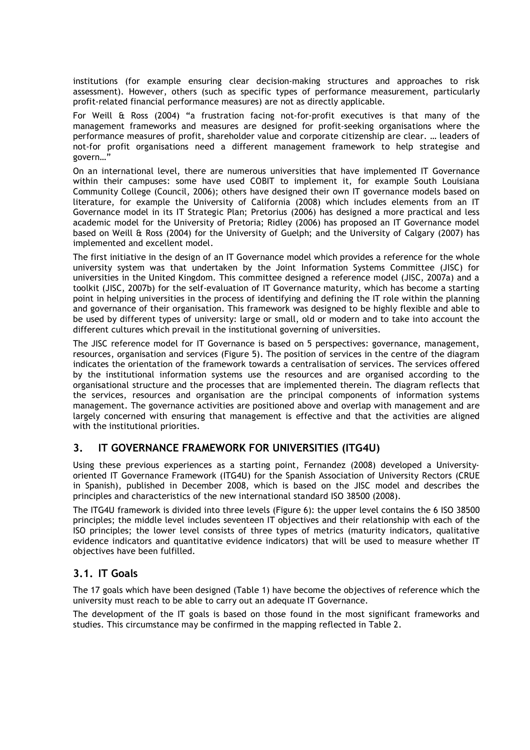institutions (for example ensuring clear decision-making structures and approaches to risk assessment). However, others (such as specific types of performance measurement, particularly profit-related financial performance measures) are not as directly applicable.

For Weill & Ross (2004) "a frustration facing not-for-profit executives is that many of the management frameworks and measures are designed for profit-seeking organisations where the performance measures of profit, shareholder value and corporate citizenship are clear. … leaders of not-for profit organisations need a different management framework to help strategise and govern…"

On an international level, there are numerous universities that have implemented IT Governance within their campuses: some have used COBIT to implement it, for example South Louisiana Community College (Council, 2006); others have designed their own IT governance models based on literature, for example the University of California (2008) which includes elements from an IT Governance model in its IT Strategic Plan; Pretorius (2006) has designed a more practical and less academic model for the University of Pretoria; Ridley (2006) has proposed an IT Governance model based on Weill & Ross (2004) for the University of Guelph; and the University of Calgary (2007) has implemented and excellent model.

The first initiative in the design of an IT Governance model which provides a reference for the whole university system was that undertaken by the Joint Information Systems Committee (JISC) for universities in the United Kingdom. This committee designed a reference model (JISC, 2007a) and a toolkit (JISC, 2007b) for the self-evaluation of IT Governance maturity, which has become a starting point in helping universities in the process of identifying and defining the IT role within the planning and governance of their organisation. This framework was designed to be highly flexible and able to be used by different types of university: large or small, old or modern and to take into account the different cultures which prevail in the institutional governing of universities.

The JISC reference model for IT Governance is based on 5 perspectives: governance, management, resources, organisation and services (Figure 5). The position of services in the centre of the diagram indicates the orientation of the framework towards a centralisation of services. The services offered by the institutional information systems use the resources and are organised according to the organisational structure and the processes that are implemented therein. The diagram reflects that the services, resources and organisation are the principal components of information systems management. The governance activities are positioned above and overlap with management and are largely concerned with ensuring that management is effective and that the activities are aligned with the institutional priorities.

## 3. IT GOVERNANCE FRAMEWORK FOR UNIVERSITIES (ITG4U)

Using these previous experiences as a starting point, Fernandez (2008) developed a University-oriented IT Governance Framework (ITG4U) for the Spanish Association of University Rectors (CRUE in Spanish), published in December 2008, which is based on the JISC model and describes the principles and characteristics of the new international standard ISO 38500 (2008).

The ITG4U framework is divided into three levels (Figure 6): the upper level contains the 6 ISO 38500 principles; the middle level includes seventeen IT objectives and their relationship with each of the ISO principles; the lower level consists of three types of metrics (maturity indicators, qualitative evidence indicators and quantitative evidence indicators) that will be used to measure whether IT objectives have been fulfilled.

### 3.1. IT Goals

The 17 goals which have been designed (Table 1) have become the objectives of reference which the university must reach to be able to carry out an adequate IT Governance.

The development of the IT goals is based on those found in the most significant frameworks and studies. This circumstance may be confirmed in the mapping reflected in Table 2.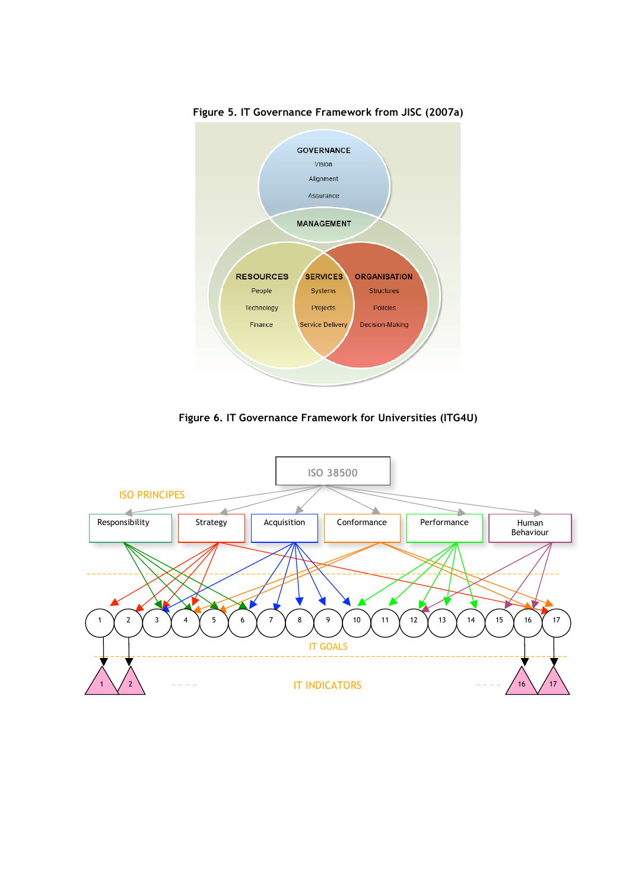**Figure 5. IT Governance Framework from JISC (2007a)**

GOVERNANCE
Vision
Alignment
Assurance

MANAGEMENT

RESOURCES
People
Technology
Finance

SERVICES
Systems
Projects
Service Delivery

ORGANISATION
Structures
Policies
Decision-Making

**Figure 6. IT Governance Framework for Universities (ITG4U)**

ISO 38500

ISO PRINCIPLES

Responsibility
Strategy
Acquisition
Conformance
Performance
Human Behaviour

1 2 3 4 5 6 7 8 9 10 11 12 13 14 15 16 17

IT GOALS

1 2 ---- IT INDICATORS ---- 16 17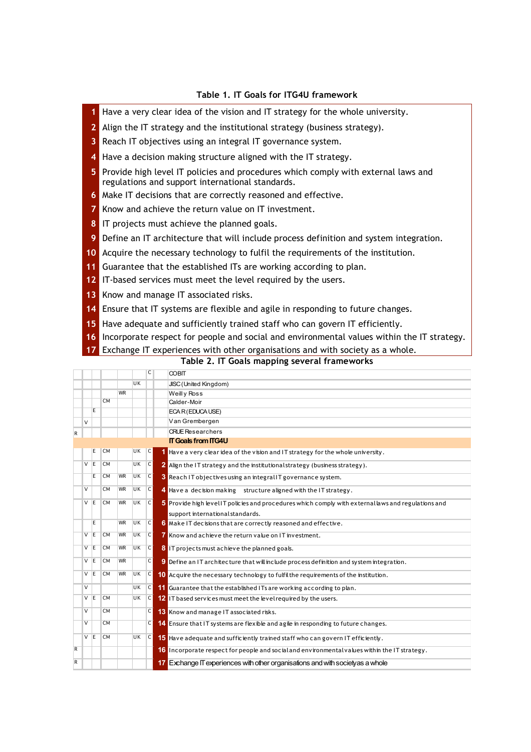**Table 1. IT Goals for ITG4U framework**

| | |
|---|---|
| 1 | Have a very clear idea of the vision and IT strategy for the whole university. |
| 2 | Align the IT strategy and the institutional strategy (business strategy). |
| 3 | Reach IT objectives using an integral IT governance system. |
| 4 | Have a decision making structure aligned with the IT strategy. |
| 5 | Provide high level IT policies and procedures which comply with external laws and regulations and support international standards. |
| 6 | Make IT decisions that are correctly reasoned and effective. |
| 7 | Know and achieve the return value on IT investment. |
| 8 | IT projects must achieve the planned goals. |
| 9 | Define an IT architecture that will include process definition and system integration. |
| 10 | Acquire the necessary technology to fulfil the requirements of the institution. |
| 11 | Guarantee that the established ITs are working according to plan. |
| 12 | IT-based services must meet the level required by the users. |
| 13 | Know and manage IT associated risks. |
| 14 | Ensure that IT systems are flexible and agile in responding to future changes. |
| 15 | Have adequate and sufficiently trained staff who can govern IT efficiently. |
| 16 | Incorporate respect for people and social and environmental values within the IT strategy. |
| 17 | Exchange IT experiences with other organisations and with society as a whole. |

**Table 2. IT Goals mapping several frameworks**

| | | | | | | | | |
|---|---|---|---|---|---|---|---|---|
| | | | | | | C | | COBIT |
| | | | | | UK | | | JISC (United Kingdom) |
| | | | | WR | | | | Weill y Ross |
| | | | CM | | | | | Calder-Moir |
| | | E | | | | | | ECAR (EDUCAUSE) |
| | V | | | | | | | Van Grembergen |
| R | | | | | | | | CRUE Researchers |
| | | | | | | | | **IT Goals from ITG4U** |
| | | E | CM | | UK | C | 1 | Have a very clear idea of the vision and IT strategy for the whole university. |
| | V | E | CM | | UK | C | 2 | Align the IT strategy and the institutional strategy (business strategy). |
| | | E | CM | WR | UK | C | 3 | Reach IT objectives using an integral IT governance system. |
| | V | | CM | WR | UK | C | 4 | Have a decision making structure aligned with the IT strategy. |
| | V | E | CM | WR | UK | C | 5 | Provide high level IT policies and procedures which comply with external laws and regulations and support international standards. |
| | | E | | WR | UK | C | 6 | Make IT decisions that are correctly reasoned and effective. |
| | V | E | CM | WR | UK | C | 7 | Know and achieve the return value on IT investment. |
| | V | E | CM | WR | UK | C | 8 | IT projects must achieve the planned goals. |
| | V | E | CM | WR | | C | 9 | Define an IT architecture that will include process definition and system integration. |
| | V | E | CM | WR | UK | C | 10 | Acquire the necessary technology to fulfil the requirements of the institution. |
| | V | | | | UK | C | 11 | Guarantee that the established ITs are working according to plan. |
| | V | E | CM | | UK | C | 12 | IT based services must meet the level required by the users. |
| | V | | CM | | | C | 13 | Know and manage IT associated risks. |
| | V | | CM | | | C | 14 | Ensure that IT systems are flexible and agile in responding to future changes. |
| | V | E | CM | | UK | C | 15 | Have adequate and sufficiently trained staff who can govern IT efficiently. |
| R | | | | | | | 16 | Incorporate respect for people and social and environmental values within the IT strategy. |
| R | | | | | | | 17 | Exchange IT experiences with other organisations and with society as a whole |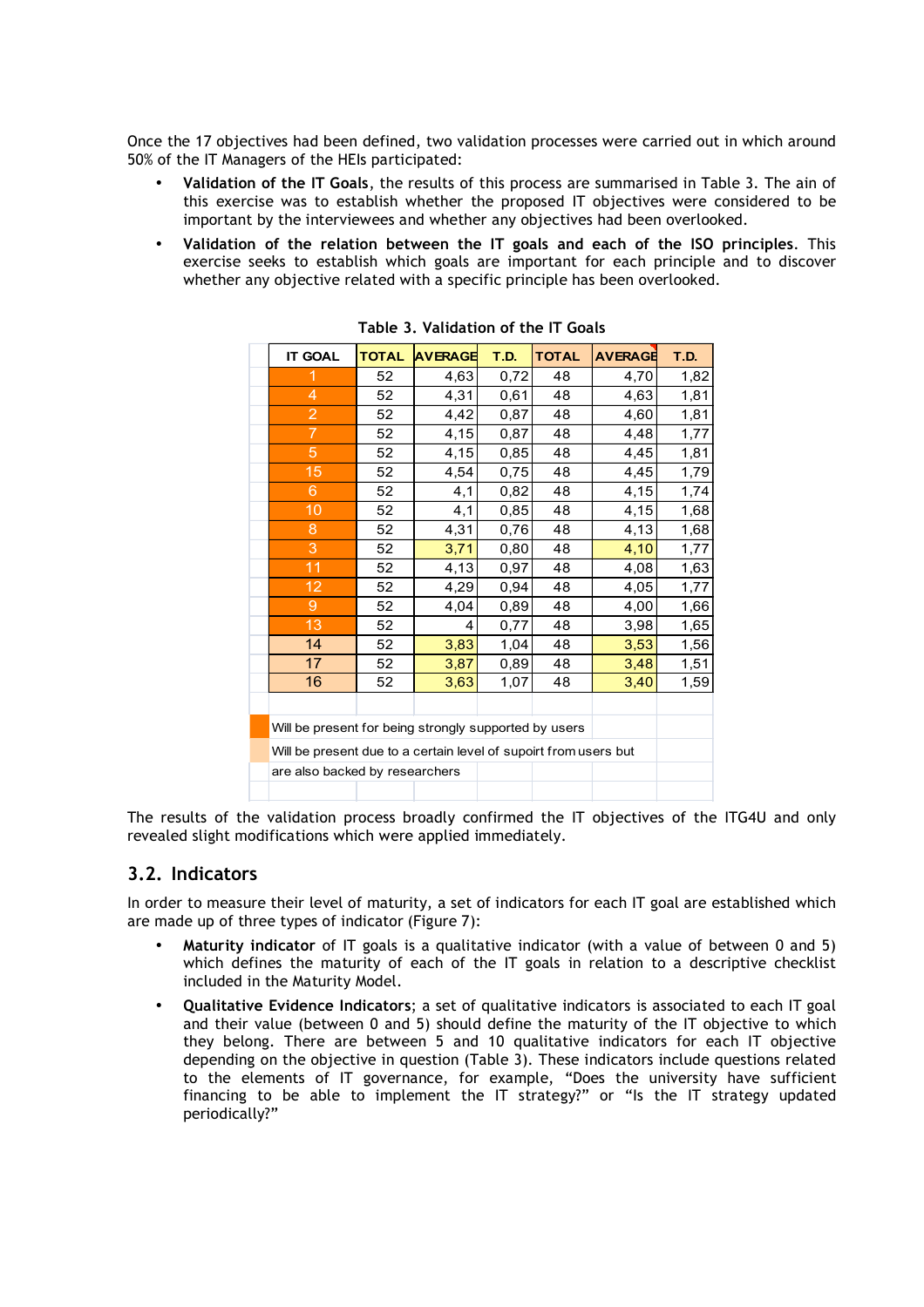Once the 17 objectives had been defined, two validation processes were carried out in which around 50% of the IT Managers of the HEIs participated:

- **Validation of the IT Goals**, the results of this process are summarised in Table 3. The ain of this exercise was to establish whether the proposed IT objectives were considered to be important by the interviewees and whether any objectives had been overlooked.
- **Validation of the relation between the IT goals and each of the ISO principles**. This exercise seeks to establish which goals are important for each principle and to discover whether any objective related with a specific principle has been overlooked.

Table 3. Validation of the IT Goals

| IT GOAL | TOTAL | AVERAGE | T.D. | TOTAL | AVERAGE | T.D. |
|---|---|---|---|---|---|---|
| 1 | 52 | 4,63 | 0,72 | 48 | 4,70 | 1,82 |
| 4 | 52 | 4,31 | 0,61 | 48 | 4,63 | 1,81 |
| 2 | 52 | 4,42 | 0,87 | 48 | 4,60 | 1,81 |
| 7 | 52 | 4,15 | 0,87 | 48 | 4,48 | 1,77 |
| 5 | 52 | 4,15 | 0,85 | 48 | 4,45 | 1,81 |
| 15 | 52 | 4,54 | 0,75 | 48 | 4,45 | 1,79 |
| 6 | 52 | 4,1 | 0,82 | 48 | 4,15 | 1,74 |
| 10 | 52 | 4,1 | 0,85 | 48 | 4,15 | 1,68 |
| 8 | 52 | 4,31 | 0,76 | 48 | 4,13 | 1,68 |
| 3 | 52 | 3,71 | 0,80 | 48 | 4,10 | 1,77 |
| 11 | 52 | 4,13 | 0,97 | 48 | 4,08 | 1,63 |
| 12 | 52 | 4,29 | 0,94 | 48 | 4,05 | 1,77 |
| 9 | 52 | 4,04 | 0,89 | 48 | 4,00 | 1,66 |
| 13 | 52 | 4 | 0,77 | 48 | 3,98 | 1,65 |
| 14 | 52 | 3,83 | 1,04 | 48 | 3,53 | 1,56 |
| 17 | 52 | 3,87 | 0,89 | 48 | 3,48 | 1,51 |
| 16 | 52 | 3,63 | 1,07 | 48 | 3,40 | 1,59 |

Will be present for being strongly supported by users

Will be present due to a certain level of supoirt from users but are also backed by researchers

The results of the validation process broadly confirmed the IT objectives of the ITG4U and only revealed slight modifications which were applied immediately.

## 3.2. Indicators

In order to measure their level of maturity, a set of indicators for each IT goal are established which are made up of three types of indicator (Figure 7):

- **Maturity indicator** of IT goals is a qualitative indicator (with a value of between 0 and 5) which defines the maturity of each of the IT goals in relation to a descriptive checklist included in the Maturity Model.
- **Qualitative Evidence Indicators**; a set of qualitative indicators is associated to each IT goal and their value (between 0 and 5) should define the maturity of the IT objective to which they belong. There are between 5 and 10 qualitative indicators for each IT objective depending on the objective in question (Table 3). These indicators include questions related to the elements of IT governance, for example, "Does the university have sufficient financing to be able to implement the IT strategy?" or "Is the IT strategy updated periodically?"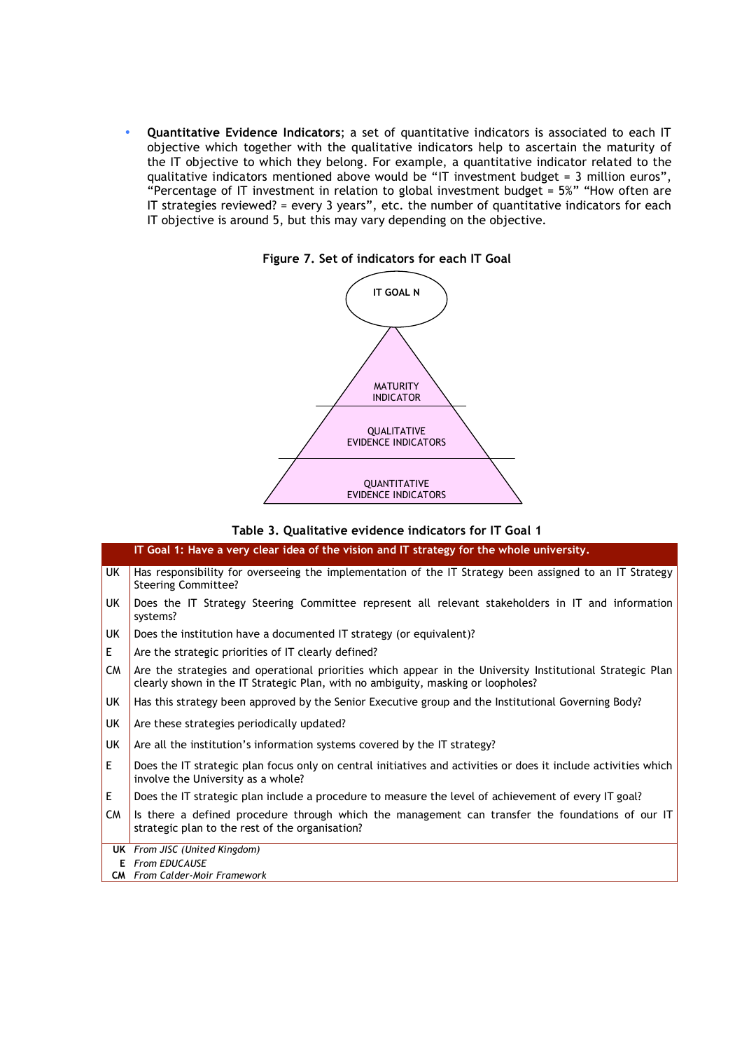- **Quantitative Evidence Indicators**; a set of quantitative indicators is associated to each IT objective which together with the qualitative indicators help to ascertain the maturity of the IT objective to which they belong. For example, a quantitative indicator related to the qualitative indicators mentioned above would be "IT investment budget = 3 million euros", "Percentage of IT investment in relation to global investment budget = 5%" "How often are IT strategies reviewed? = every 3 years", etc. the number of quantitative indicators for each IT objective is around 5, but this may vary depending on the objective.

**Figure 7. Set of indicators for each IT Goal**

IT GOAL N

MATURITY INDICATOR

QUALITATIVE EVIDENCE INDICATORS

QUANTITATIVE EVIDENCE INDICATORS

**Table 3. Qualitative evidence indicators for IT Goal 1**

| | IT Goal 1: Have a very clear idea of the vision and IT strategy for the whole university. |
|---|---|
| UK | Has responsibility for overseeing the implementation of the IT Strategy been assigned to an IT Strategy Steering Committee? |
| UK | Does the IT Strategy Steering Committee represent all relevant stakeholders in IT and information systems? |
| UK | Does the institution have a documented IT strategy (or equivalent)? |
| E | Are the strategic priorities of IT clearly defined? |
| CM | Are the strategies and operational priorities which appear in the University Institutional Strategic Plan clearly shown in the IT Strategic Plan, with no ambiguity, masking or loopholes? |
| UK | Has this strategy been approved by the Senior Executive group and the Institutional Governing Body? |
| UK | Are these strategies periodically updated? |
| UK | Are all the institution's information systems covered by the IT strategy? |
| E | Does the IT strategic plan focus only on central initiatives and activities or does it include activities which involve the University as a whole? |
| E | Does the IT strategic plan include a procedure to measure the level of achievement of every IT goal? |
| CM | Is there a defined procedure through which the management can transfer the foundations of our IT strategic plan to the rest of the organisation? |

**UK** *From JISC (United Kingdom)*
**E** *From EDUCAUSE*
**CM** *From Calder-Moir Framework*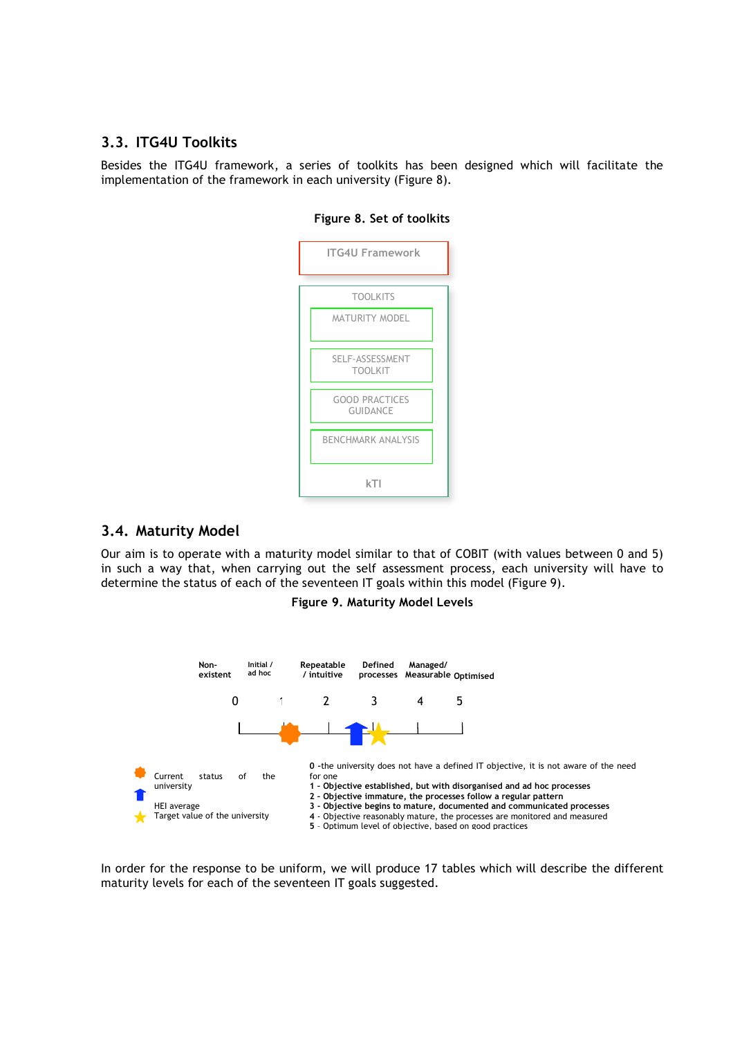## 3.3. ITG4U Toolkits

Besides the ITG4U framework, a series of toolkits has been designed which will facilitate the implementation of the framework in each university (Figure 8).

**Figure 8. Set of toolkits**

ITG4U Framework

TOOLKITS

MATURITY MODEL

SELF-ASSESSMENT TOOLKIT

GOOD PRACTICES GUIDANCE

BENCHMARK ANALYSIS

kTI

## 3.4. Maturity Model

Our aim is to operate with a maturity model similar to that of COBIT (with values between 0 and 5) in such a way that, when carrying out the self assessment process, each university will have to determine the status of each of the seventeen IT goals within this model (Figure 9).

**Figure 9. Maturity Model Levels**

Non-existent
Initial / ad hoc
Repeatable / intuitive
Defined processes
Managed/ Measurable
Optimised

0 1 2 3 4 5

Current status of the university

HEI average

Target value of the university

0 -the university does not have a defined IT objective, it is not aware of the need for one

**1 - Objective established, but with disorganised and ad hoc processes**

**2 - Objective immature, the processes follow a regular pattern**

**3 - Objective begins to mature, documented and communicated processes**

4 - Objective reasonably mature, the processes are monitored and measured

5 – Optimum level of objective, based on good practices

In order for the response to be uniform, we will produce 17 tables which will describe the different maturity levels for each of the seventeen IT goals suggested.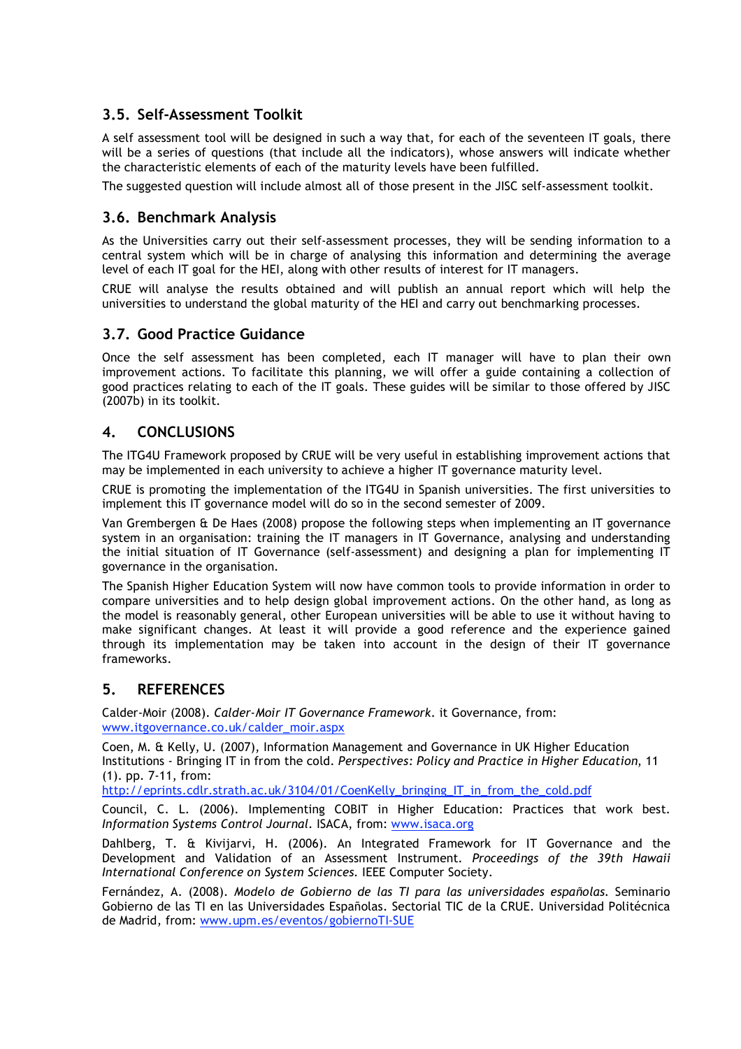### 3.5. Self-Assessment Toolkit

A self assessment tool will be designed in such a way that, for each of the seventeen IT goals, there will be a series of questions (that include all the indicators), whose answers will indicate whether the characteristic elements of each of the maturity levels have been fulfilled.

The suggested question will include almost all of those present in the JISC self-assessment toolkit.

### 3.6. Benchmark Analysis

As the Universities carry out their self-assessment processes, they will be sending information to a central system which will be in charge of analysing this information and determining the average level of each IT goal for the HEI, along with other results of interest for IT managers.

CRUE will analyse the results obtained and will publish an annual report which will help the universities to understand the global maturity of the HEI and carry out benchmarking processes.

### 3.7. Good Practice Guidance

Once the self assessment has been completed, each IT manager will have to plan their own improvement actions. To facilitate this planning, we will offer a guide containing a collection of good practices relating to each of the IT goals. These guides will be similar to those offered by JISC (2007b) in its toolkit.

## 4. CONCLUSIONS

The ITG4U Framework proposed by CRUE will be very useful in establishing improvement actions that may be implemented in each university to achieve a higher IT governance maturity level.

CRUE is promoting the implementation of the ITG4U in Spanish universities. The first universities to implement this IT governance model will do so in the second semester of 2009.

Van Grembergen & De Haes (2008) propose the following steps when implementing an IT governance system in an organisation: training the IT managers in IT Governance, analysing and understanding the initial situation of IT Governance (self-assessment) and designing a plan for implementing IT governance in the organisation.

The Spanish Higher Education System will now have common tools to provide information in order to compare universities and to help design global improvement actions. On the other hand, as long as the model is reasonably general, other European universities will be able to use it without having to make significant changes. At least it will provide a good reference and the experience gained through its implementation may be taken into account in the design of their IT governance frameworks.

## 5. REFERENCES

Calder-Moir (2008). *Calder-Moir IT Governance Framework*. it Governance, from: www.itgovernance.co.uk/calder_moir.aspx

Coen, M. & Kelly, U. (2007), Information Management and Governance in UK Higher Education Institutions - Bringing IT in from the cold. *Perspectives: Policy and Practice in Higher Education*, 11 (1). pp. 7-11, from: http://eprints.cdlr.strath.ac.uk/3104/01/CoenKelly_bringing_IT_in_from_the_cold.pdf

Council, C. L. (2006). Implementing COBIT in Higher Education: Practices that work best. *Information Systems Control Journal*. ISACA, from: www.isaca.org

Dahlberg, T. & Kivijarvi, H. (2006). An Integrated Framework for IT Governance and the Development and Validation of an Assessment Instrument. *Proceedings of the 39th Hawaii International Conference on System Sciences.* IEEE Computer Society.

Fernández, A. (2008). *Modelo de Gobierno de las TI para las universidades españolas.* Seminario Gobierno de las TI en las Universidades Españolas. Sectorial TIC de la CRUE. Universidad Politécnica de Madrid, from: www.upm.es/eventos/gobiernoTI-SUE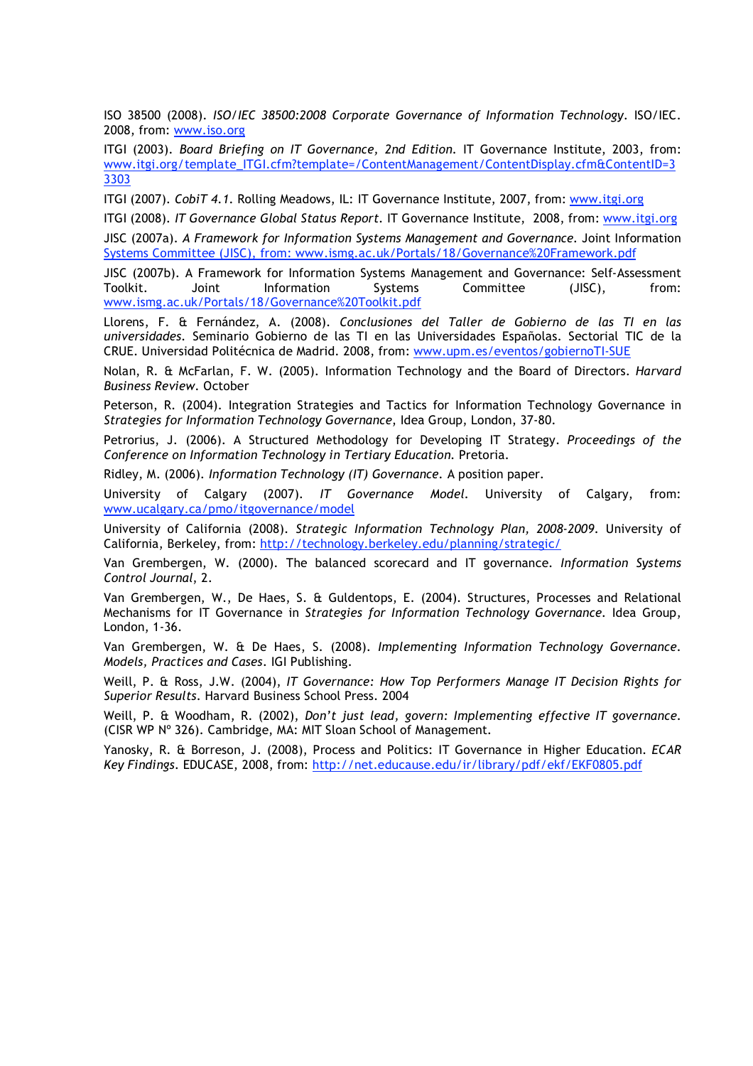ISO 38500 (2008). *ISO/IEC 38500:2008 Corporate Governance of Information Technology*. ISO/IEC. 2008, from: www.iso.org

ITGI (2003). *Board Briefing on IT Governance, 2nd Edition*. IT Governance Institute, 2003, from: www.itgi.org/template_ITGI.cfm?template=/ContentManagement/ContentDisplay.cfm&ContentID=33303

ITGI (2007). *CobiT 4.1*. Rolling Meadows, IL: IT Governance Institute, 2007, from: www.itgi.org

ITGI (2008). *IT Governance Global Status Report*. IT Governance Institute, 2008, from: www.itgi.org

JISC (2007a). *A Framework for Information Systems Management and Governance*. Joint Information Systems Committee (JISC), from: www.ismg.ac.uk/Portals/18/Governance%20Framework.pdf

JISC (2007b). A Framework for Information Systems Management and Governance: Self-Assessment Toolkit. Joint Information Systems Committee (JISC), from: www.ismg.ac.uk/Portals/18/Governance%20Toolkit.pdf

Llorens, F. & Fernández, A. (2008). *Conclusiones del Taller de Gobierno de las TI en las universidades*. Seminario Gobierno de las TI en las Universidades Españolas. Sectorial TIC de la CRUE. Universidad Politécnica de Madrid. 2008, from: www.upm.es/eventos/gobiernoTI-SUE

Nolan, R. & McFarlan, F. W. (2005). Information Technology and the Board of Directors. *Harvard Business Review*. October

Peterson, R. (2004). Integration Strategies and Tactics for Information Technology Governance in *Strategies for Information Technology Governance*, Idea Group, London, 37-80.

Petrorius, J. (2006). A Structured Methodology for Developing IT Strategy. *Proceedings of the Conference on Information Technology in Tertiary Education*. Pretoria.

Ridley, M. (2006). *Information Technology (IT) Governance*. A position paper.

University of Calgary (2007). *IT Governance Model*. University of Calgary, from: www.ucalgary.ca/pmo/itgovernance/model

University of California (2008). *Strategic Information Technology Plan, 2008-2009*. University of California, Berkeley, from: http://technology.berkeley.edu/planning/strategic/

Van Grembergen, W. (2000). The balanced scorecard and IT governance. *Information Systems Control Journal*, 2.

Van Grembergen, W., De Haes, S. & Guldentops, E. (2004). Structures, Processes and Relational Mechanisms for IT Governance in *Strategies for Information Technology Governance*. Idea Group, London, 1-36.

Van Grembergen, W. & De Haes, S. (2008). *Implementing Information Technology Governance. Models, Practices and Cases*. IGI Publishing.

Weill, P. & Ross, J.W. (2004), *IT Governance: How Top Performers Manage IT Decision Rights for Superior Results*. Harvard Business School Press. 2004

Weill, P. & Woodham, R. (2002), *Don't just lead, govern: Implementing effective IT governance*. (CISR WP Nº 326). Cambridge, MA: MIT Sloan School of Management.

Yanosky, R. & Borreson, J. (2008), Process and Politics: IT Governance in Higher Education. *ECAR Key Findings*. EDUCASE, 2008, from: http://net.educause.edu/ir/library/pdf/ekf/EKF0805.pdf